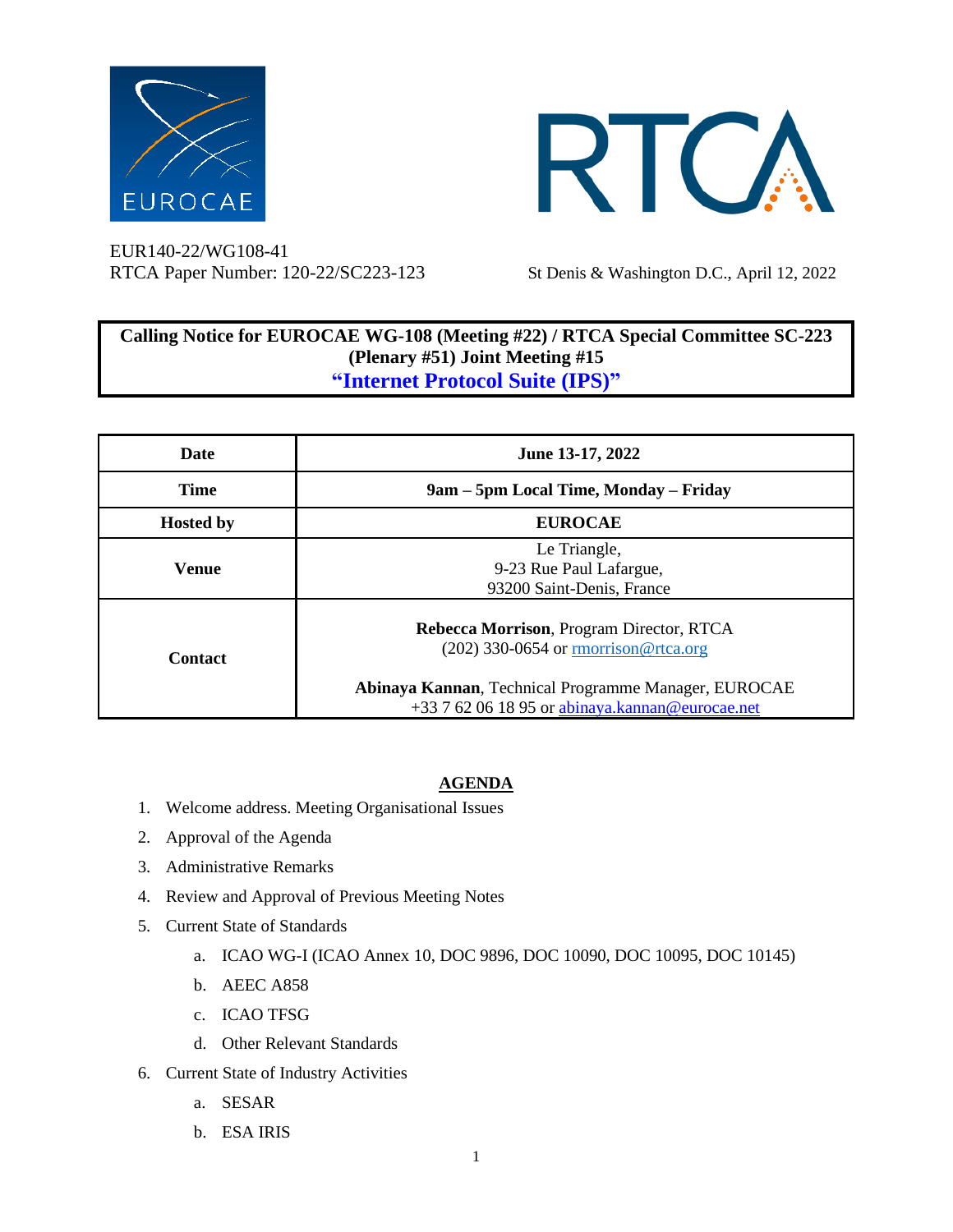EUR140-22/WG108-41
RTCA Paper Number: 120-22/SC223-123

St Denis & Washington D.C., April 12, 2022

# Calling Notice for EUROCAE WG-108 (Meeting #22) / RTCA Special Committee SC-223 (Plenary #51) Joint Meeting #15
## "Internet Protocol Suite (IPS)"

| **Date** | **June 13-17, 2022** |
|---|---|
| **Time** | **9am – 5pm Local Time, Monday – Friday** |
| **Hosted by** | **EUROCAE** |
| **Venue** | Le Triangle,<br>9-23 Rue Paul Lafargue,<br>93200 Saint-Denis, France |
| **Contact** | **Rebecca Morrison**, Program Director, RTCA<br>(202) 330-0654 or rmorrison@rtca.org<br><br>**Abinaya Kannan**, Technical Programme Manager, EUROCAE<br>+33 7 62 06 18 95 or abinaya.kannan@eurocae.net |

## AGENDA

1. Welcome address. Meeting Organisational Issues
2. Approval of the Agenda
3. Administrative Remarks
4. Review and Approval of Previous Meeting Notes
5. Current State of Standards
   a. ICAO WG-I (ICAO Annex 10, DOC 9896, DOC 10090, DOC 10095, DOC 10145)
   b. AEEC A858
   c. ICAO TFSG
   d. Other Relevant Standards
6. Current State of Industry Activities
   a. SESAR
   b. ESA IRIS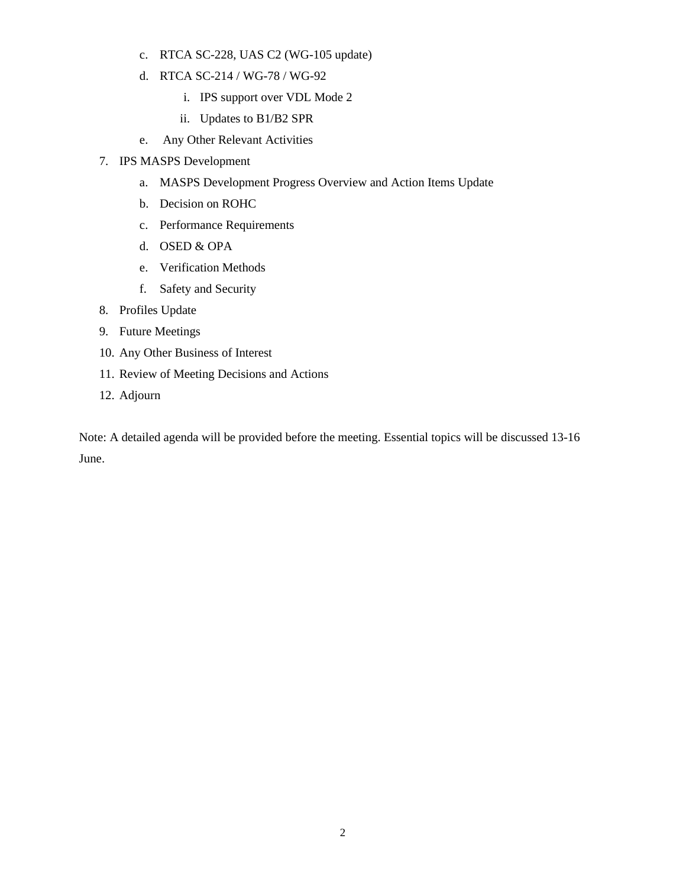c. RTCA SC-228, UAS C2 (WG-105 update)
   d. RTCA SC-214 / WG-78 / WG-92
      i. IPS support over VDL Mode 2
      ii. Updates to B1/B2 SPR
   e. Any Other Relevant Activities
7. IPS MASPS Development
   a. MASPS Development Progress Overview and Action Items Update
   b. Decision on ROHC
   c. Performance Requirements
   d. OSED & OPA
   e. Verification Methods
   f. Safety and Security
8. Profiles Update
9. Future Meetings
10. Any Other Business of Interest
11. Review of Meeting Decisions and Actions
12. Adjourn

Note: A detailed agenda will be provided before the meeting. Essential topics will be discussed 13-16 June.